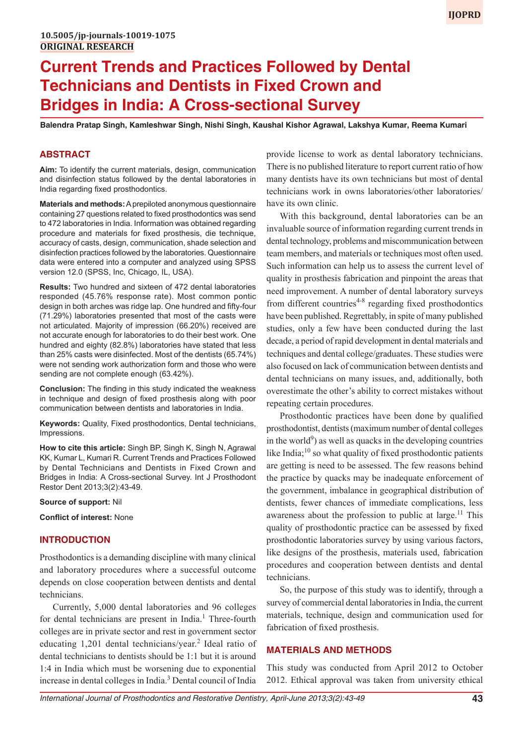10.5005/jp-journals-10019-1075

**ORIGINAL RESEARCH**

# Current Trends and Practices Followed by Dental Technicians and Dentists in Fixed Crown and Bridges in India: A Cross-sectional Survey

**Balendra Pratap Singh, Kamleshwar Singh, Nishi Singh, Kaushal Kishor Agrawal, Lakshya Kumar, Reema Kumari**

## ABSTRACT

**Aim:** To identify the current materials, design, communication and disinfection status followed by the dental laboratories in India regarding fixed prosthodontics.

**Materials and methods:** A prepiloted anonymous questionnaire containing 27 questions related to fixed prosthodontics was send to 472 laboratories in India. Information was obtained regarding procedure and materials for fixed prosthesis, die technique, accuracy of casts, design, communication, shade selection and disinfection practices followed by the laboratories. Questionnaire data were entered into a computer and analyzed using SPSS version 12.0 (SPSS, Inc, Chicago, IL, USA).

**Results:** Two hundred and sixteen of 472 dental laboratories responded (45.76% response rate). Most common pontic design in both arches was ridge lap. One hundred and fifty-four (71.29%) laboratories presented that most of the casts were not articulated. Majority of impression (66.20%) received are not accurate enough for laboratories to do their best work. One hundred and eighty (82.8%) laboratories have stated that less than 25% casts were disinfected. Most of the dentists (65.74%) were not sending work authorization form and those who were sending are not complete enough (63.42%).

**Conclusion:** The finding in this study indicated the weakness in technique and design of fixed prosthesis along with poor communication between dentists and laboratories in India.

**Keywords:** Quality, Fixed prosthodontics, Dental technicians, Impressions.

**How to cite this article:** Singh BP, Singh K, Singh N, Agrawal KK, Kumar L, Kumari R. Current Trends and Practices Followed by Dental Technicians and Dentists in Fixed Crown and Bridges in India: A Cross-sectional Survey. Int J Prosthodont Restor Dent 2013;3(2):43-49.

**Source of support:** Nil

**Conflict of interest:** None

## INTRODUCTION

Prosthodontics is a demanding discipline with many clinical and laboratory procedures where a successful outcome depends on close cooperation between dentists and dental technicians.

Currently, 5,000 dental laboratories and 96 colleges for dental technicians are present in India.[1] Three-fourth colleges are in private sector and rest in government sector educating 1,201 dental technicians/year.[2] Ideal ratio of dental technicians to dentists should be 1:1 but it is around 1:4 in India which must be worsening due to exponential increase in dental colleges in India.[3] Dental council of India provide license to work as dental laboratory technicians. There is no published literature to report current ratio of how many dentists have its own technicians but most of dental technicians work in owns laboratories/other laboratories/ have its own clinic.

With this background, dental laboratories can be an invaluable source of information regarding current trends in dental technology, problems and miscommunication between team members, and materials or techniques most often used. Such information can help us to assess the current level of quality in prosthesis fabrication and pinpoint the areas that need improvement. A number of dental laboratory surveys from different countries[4-8] regarding fixed prosthodontics have been published. Regrettably, in spite of many published studies, only a few have been conducted during the last decade, a period of rapid development in dental materials and techniques and dental college/graduates. These studies were also focused on lack of communication between dentists and dental technicians on many issues, and, additionally, both overestimate the other's ability to correct mistakes without repeating certain procedures.

Prosthodontic practices have been done by qualified prosthodontist, dentists (maximum number of dental colleges in the world[9]) as well as quacks in the developing countries like India;[10] so what quality of fixed prosthodontic patients are getting is need to be assessed. The few reasons behind the practice by quacks may be inadequate enforcement of the government, imbalance in geographical distribution of dentists, fewer chances of immediate complications, less awareness about the profession to public at large.[11] This quality of prosthodontic practice can be assessed by fixed prosthodontic laboratories survey by using various factors, like designs of the prosthesis, materials used, fabrication procedures and cooperation between dentists and dental technicians.

So, the purpose of this study was to identify, through a survey of commercial dental laboratories in India, the current materials, technique, design and communication used for fabrication of fixed prosthesis.

## MATERIALS AND METHODS

This study was conducted from April 2012 to October 2012. Ethical approval was taken from university ethical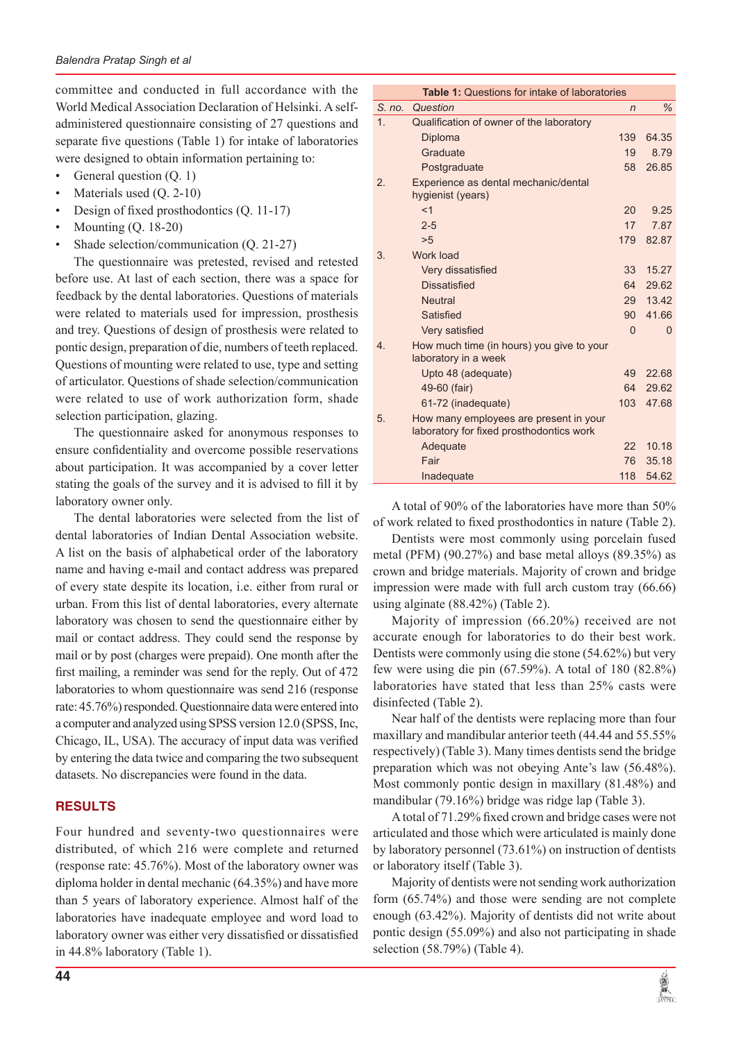committee and conducted in full accordance with the World Medical Association Declaration of Helsinki. A self-administered questionnaire consisting of 27 questions and separate five questions (Table 1) for intake of laboratories were designed to obtain information pertaining to:

- General question (Q. 1)
- Materials used (Q. 2-10)
- Design of fixed prosthodontics (Q. 11-17)
- Mounting (Q. 18-20)
- Shade selection/communication (Q. 21-27)

The questionnaire was pretested, revised and retested before use. At last of each section, there was a space for feedback by the dental laboratories. Questions of materials were related to materials used for impression, prosthesis and trey. Questions of design of prosthesis were related to pontic design, preparation of die, numbers of teeth replaced. Questions of mounting were related to use, type and setting of articulator. Questions of shade selection/communication were related to use of work authorization form, shade selection participation, glazing.

The questionnaire asked for anonymous responses to ensure confidentiality and overcome possible reservations about participation. It was accompanied by a cover letter stating the goals of the survey and it is advised to fill it by laboratory owner only.

The dental laboratories were selected from the list of dental laboratories of Indian Dental Association website. A list on the basis of alphabetical order of the laboratory name and having e-mail and contact address was prepared of every state despite its location, i.e. either from rural or urban. From this list of dental laboratories, every alternate laboratory was chosen to send the questionnaire either by mail or contact address. They could send the response by mail or by post (charges were prepaid). One month after the first mailing, a reminder was send for the reply. Out of 472 laboratories to whom questionnaire was send 216 (response rate: 45.76%) responded. Questionnaire data were entered into a computer and analyzed using SPSS version 12.0 (SPSS, Inc, Chicago, IL, USA). The accuracy of input data was verified by entering the data twice and comparing the two subsequent datasets. No discrepancies were found in the data.

## RESULTS

Four hundred and seventy-two questionnaires were distributed, of which 216 were complete and returned (response rate: 45.76%). Most of the laboratory owner was diploma holder in dental mechanic (64.35%) and have more than 5 years of laboratory experience. Almost half of the laboratories have inadequate employee and word load to laboratory owner was either very dissatisfied or dissatisfied in 44.8% laboratory (Table 1).

**Table 1:** Questions for intake of laboratories

| S. no. | Question | n | % |
|---|---|---|---|
| 1. | Qualification of owner of the laboratory | | |
| | Diploma | 139 | 64.35 |
| | Graduate | 19 | 8.79 |
| | Postgraduate | 58 | 26.85 |
| 2. | Experience as dental mechanic/dental hygienist (years) | | |
| | <1 | 20 | 9.25 |
| | 2-5 | 17 | 7.87 |
| | >5 | 179 | 82.87 |
| 3. | Work load | | |
| | Very dissatisfied | 33 | 15.27 |
| | Dissatisfied | 64 | 29.62 |
| | Neutral | 29 | 13.42 |
| | Satisfied | 90 | 41.66 |
| | Very satisfied | 0 | 0 |
| 4. | How much time (in hours) you give to your laboratory in a week | | |
| | Upto 48 (adequate) | 49 | 22.68 |
| | 49-60 (fair) | 64 | 29.62 |
| | 61-72 (inadequate) | 103 | 47.68 |
| 5. | How many employees are present in your laboratory for fixed prosthodontics work | | |
| | Adequate | 22 | 10.18 |
| | Fair | 76 | 35.18 |
| | Inadequate | 118 | 54.62 |

A total of 90% of the laboratories have more than 50% of work related to fixed prosthodontics in nature (Table 2).

Dentists were most commonly using porcelain fused metal (PFM) (90.27%) and base metal alloys (89.35%) as crown and bridge materials. Majority of crown and bridge impression were made with full arch custom tray (66.66) using alginate (88.42%) (Table 2).

Majority of impression (66.20%) received are not accurate enough for laboratories to do their best work. Dentists were commonly using die stone (54.62%) but very few were using die pin (67.59%). A total of 180 (82.8%) laboratories have stated that less than 25% casts were disinfected (Table 2).

Near half of the dentists were replacing more than four maxillary and mandibular anterior teeth (44.44 and 55.55% respectively) (Table 3). Many times dentists send the bridge preparation which was not obeying Ante's law (56.48%). Most commonly pontic design in maxillary (81.48%) and mandibular (79.16%) bridge was ridge lap (Table 3).

A total of 71.29% fixed crown and bridge cases were not articulated and those which were articulated is mainly done by laboratory personnel (73.61%) on instruction of dentists or laboratory itself (Table 3).

Majority of dentists were not sending work authorization form (65.74%) and those were sending are not complete enough (63.42%). Majority of dentists did not write about pontic design (55.09%) and also not participating in shade selection (58.79%) (Table 4).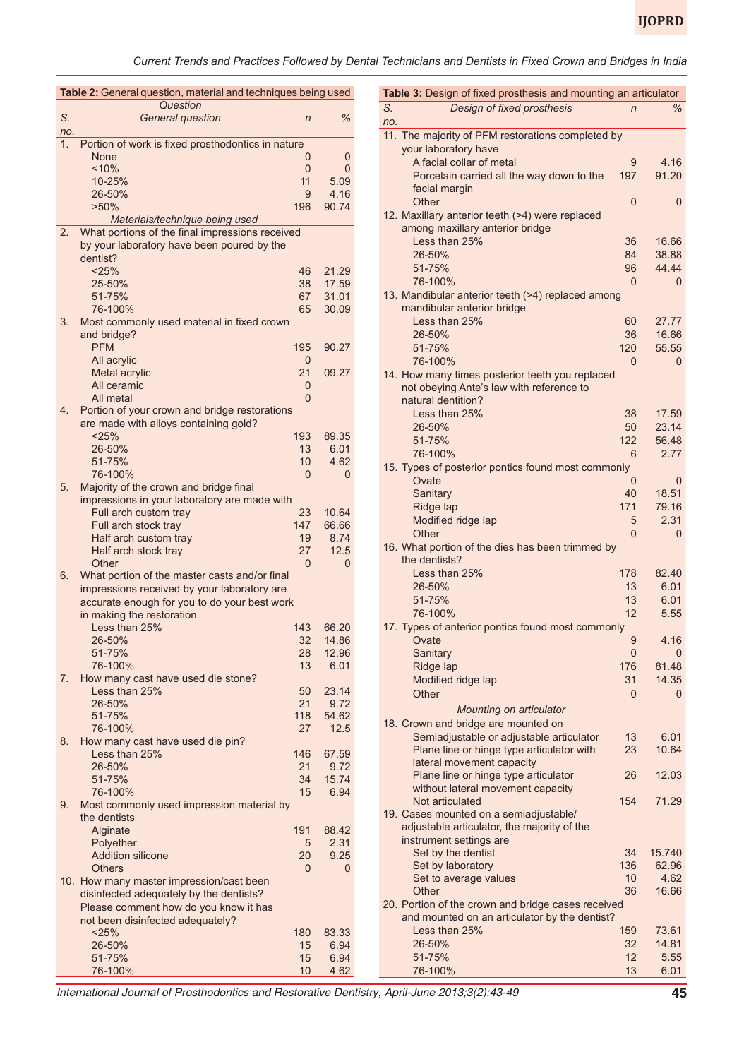**Table 2:** General question, material and techniques being used

| S. no. | General question | n | % |
|---|---|---|---|
| | *Question* | | |
| 1. | Portion of work is fixed prosthodontics in nature | | |
| | None | 0 | 0 |
| | <10% | 0 | 0 |
| | 10-25% | 11 | 5.09 |
| | 26-50% | 9 | 4.16 |
| | >50% | 196 | 90.74 |
| | *Materials/technique being used* | | |
| 2. | What portions of the final impressions received by your laboratory have been poured by the dentist? | | |
| | <25% | 46 | 21.29 |
| | 25-50% | 38 | 17.59 |
| | 51-75% | 67 | 31.01 |
| | 76-100% | 65 | 30.09 |
| 3. | Most commonly used material in fixed crown and bridge? | | |
| | PFM | 195 | 90.27 |
| | All acrylic | 0 | |
| | Metal acrylic | 21 | 09.27 |
| | All ceramic | 0 | |
| | All metal | 0 | |
| 4. | Portion of your crown and bridge restorations are made with alloys containing gold? | | |
| | <25% | 193 | 89.35 |
| | 26-50% | 13 | 6.01 |
| | 51-75% | 10 | 4.62 |
| | 76-100% | 0 | 0 |
| 5. | Majority of the crown and bridge final impressions in your laboratory are made with | | |
| | Full arch custom tray | 23 | 10.64 |
| | Full arch stock tray | 147 | 66.66 |
| | Half arch custom tray | 19 | 8.74 |
| | Half arch stock tray | 27 | 12.5 |
| | Other | 0 | 0 |
| 6. | What portion of the master casts and/or final impressions received by your laboratory are accurate enough for you to do your best work in making the restoration | | |
| | Less than 25% | 143 | 66.20 |
| | 26-50% | 32 | 14.86 |
| | 51-75% | 28 | 12.96 |
| | 76-100% | 13 | 6.01 |
| 7. | How many cast have used die stone? | | |
| | Less than 25% | 50 | 23.14 |
| | 26-50% | 21 | 9.72 |
| | 51-75% | 118 | 54.62 |
| | 76-100% | 27 | 12.5 |
| 8. | How many cast have used die pin? | | |
| | Less than 25% | 146 | 67.59 |
| | 26-50% | 21 | 9.72 |
| | 51-75% | 34 | 15.74 |
| | 76-100% | 15 | 6.94 |
| 9. | Most commonly used impression material by the dentists | | |
| | Alginate | 191 | 88.42 |
| | Polyether | 5 | 2.31 |
| | Addition silicone | 20 | 9.25 |
| | Others | 0 | 0 |
| 10. | How many master impression/cast been disinfected adequately by the dentists? Please comment how do you know it has not been disinfected adequately? | | |
| | <25% | 180 | 83.33 |
| | 26-50% | 15 | 6.94 |
| | 51-75% | 15 | 6.94 |
| | 76-100% | 10 | 4.62 |

**Table 3:** Design of fixed prosthesis and mounting an articulator

| S. no. | Design of fixed prosthesis | n | % |
|---|---|---|---|
| 11. | The majority of PFM restorations completed by your laboratory have | | |
| | A facial collar of metal | 9 | 4.16 |
| | Porcelain carried all the way down to the facial margin | 197 | 91.20 |
| | Other | 0 | 0 |
| 12. | Maxillary anterior teeth (>4) were replaced among maxillary anterior bridge | | |
| | Less than 25% | 36 | 16.66 |
| | 26-50% | 84 | 38.88 |
| | 51-75% | 96 | 44.44 |
| | 76-100% | 0 | 0 |
| 13. | Mandibular anterior teeth (>4) replaced among mandibular anterior bridge | | |
| | Less than 25% | 60 | 27.77 |
| | 26-50% | 36 | 16.66 |
| | 51-75% | 120 | 55.55 |
| | 76-100% | 0 | 0 |
| 14. | How many times posterior teeth you replaced not obeying Ante's law with reference to natural dentition? | | |
| | Less than 25% | 38 | 17.59 |
| | 26-50% | 50 | 23.14 |
| | 51-75% | 122 | 56.48 |
| | 76-100% | 6 | 2.77 |
| 15. | Types of posterior pontics found most commonly | | |
| | Ovate | 0 | 0 |
| | Sanitary | 40 | 18.51 |
| | Ridge lap | 171 | 79.16 |
| | Modified ridge lap | 5 | 2.31 |
| | Other | 0 | 0 |
| 16. | What portion of the dies has been trimmed by the dentists? | | |
| | Less than 25% | 178 | 82.40 |
| | 26-50% | 13 | 6.01 |
| | 51-75% | 13 | 6.01 |
| | 76-100% | 12 | 5.55 |
| 17. | Types of anterior pontics found most commonly | | |
| | Ovate | 9 | 4.16 |
| | Sanitary | 0 | 0 |
| | Ridge lap | 176 | 81.48 |
| | Modified ridge lap | 31 | 14.35 |
| | Other | 0 | 0 |
| | *Mounting on articulator* | | |
| 18. | Crown and bridge are mounted on | | |
| | Semiadjustable or adjustable articulator | 13 | 6.01 |
| | Plane line or hinge type articulator with lateral movement capacity | 23 | 10.64 |
| | Plane line or hinge type articulator without lateral movement capacity | 26 | 12.03 |
| | Not articulated | 154 | 71.29 |
| 19. | Cases mounted on a semiadjustable/ adjustable articulator, the majority of the instrument settings are | | |
| | Set by the dentist | 34 | 15.740 |
| | Set by laboratory | 136 | 62.96 |
| | Set to average values | 10 | 4.62 |
| | Other | 36 | 16.66 |
| 20. | Portion of the crown and bridge cases received and mounted on an articulator by the dentist? | | |
| | Less than 25% | 159 | 73.61 |
| | 26-50% | 32 | 14.81 |
| | 51-75% | 12 | 5.55 |
| | 76-100% | 13 | 6.01 |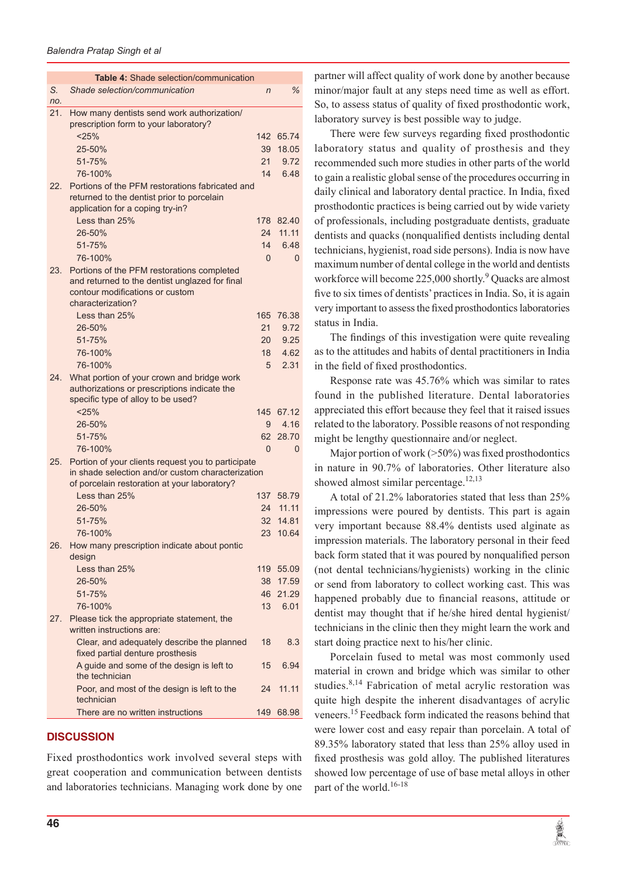**Table 4:** Shade selection/communication

| S. no. | Shade selection/communication | n | % |
|---|---|---|---|
| 21. | How many dentists send work authorization/ prescription form to your laboratory? | | |
| | <25% | 142 | 65.74 |
| | 25-50% | 39 | 18.05 |
| | 51-75% | 21 | 9.72 |
| | 76-100% | 14 | 6.48 |
| 22. | Portions of the PFM restorations fabricated and returned to the dentist prior to porcelain application for a coping try-in? | | |
| | Less than 25% | 178 | 82.40 |
| | 26-50% | 24 | 11.11 |
| | 51-75% | 14 | 6.48 |
| | 76-100% | 0 | 0 |
| 23. | Portions of the PFM restorations completed and returned to the dentist unglazed for final contour modifications or custom characterization? | | |
| | Less than 25% | 165 | 76.38 |
| | 26-50% | 21 | 9.72 |
| | 51-75% | 20 | 9.25 |
| | 76-100% | 18 | 4.62 |
| | 76-100% | 5 | 2.31 |
| 24. | What portion of your crown and bridge work authorizations or prescriptions indicate the specific type of alloy to be used? | | |
| | <25% | 145 | 67.12 |
| | 26-50% | 9 | 4.16 |
| | 51-75% | 62 | 28.70 |
| | 76-100% | 0 | 0 |
| 25. | Portion of your clients request you to participate in shade selection and/or custom characterization of porcelain restoration at your laboratory? | | |
| | Less than 25% | 137 | 58.79 |
| | 26-50% | 24 | 11.11 |
| | 51-75% | 32 | 14.81 |
| | 76-100% | 23 | 10.64 |
| 26. | How many prescription indicate about pontic design | | |
| | Less than 25% | 119 | 55.09 |
| | 26-50% | 38 | 17.59 |
| | 51-75% | 46 | 21.29 |
| | 76-100% | 13 | 6.01 |
| 27. | Please tick the appropriate statement, the written instructions are: | | |
| | Clear, and adequately describe the planned fixed partial denture prosthesis | 18 | 8.3 |
| | A guide and some of the design is left to the technician | 15 | 6.94 |
| | Poor, and most of the design is left to the technician | 24 | 11.11 |
| | There are no written instructions | 149 | 68.98 |

## DISCUSSION

Fixed prosthodontics work involved several steps with great cooperation and communication between dentists and laboratories technicians. Managing work done by one partner will affect quality of work done by another because minor/major fault at any steps need time as well as effort. So, to assess status of quality of fixed prosthodontic work, laboratory survey is best possible way to judge.

There were few surveys regarding fixed prosthodontic laboratory status and quality of prosthesis and they recommended such more studies in other parts of the world to gain a realistic global sense of the procedures occurring in daily clinical and laboratory dental practice. In India, fixed prosthodontic practices is being carried out by wide variety of professionals, including postgraduate dentists, graduate dentists and quacks (nonqualified dentists including dental technicians, hygienist, road side persons). India is now have maximum number of dental college in the world and dentists workforce will become 225,000 shortly.[9] Quacks are almost five to six times of dentists' practices in India. So, it is again very important to assess the fixed prosthodontics laboratories status in India.

The findings of this investigation were quite revealing as to the attitudes and habits of dental practitioners in India in the field of fixed prosthodontics.

Response rate was 45.76% which was similar to rates found in the published literature. Dental laboratories appreciated this effort because they feel that it raised issues related to the laboratory. Possible reasons of not responding might be lengthy questionnaire and/or neglect.

Major portion of work (>50%) was fixed prosthodontics in nature in 90.7% of laboratories. Other literature also showed almost similar percentage.[12,13]

A total of 21.2% laboratories stated that less than 25% impressions were poured by dentists. This part is again very important because 88.4% dentists used alginate as impression materials. The laboratory personal in their feed back form stated that it was poured by nonqualified person (not dental technicians/hygienists) working in the clinic or send from laboratory to collect working cast. This was happened probably due to financial reasons, attitude or dentist may thought that if he/she hired dental hygienist/ technicians in the clinic then they might learn the work and start doing practice next to his/her clinic.

Porcelain fused to metal was most commonly used material in crown and bridge which was similar to other studies.[8,14] Fabrication of metal acrylic restoration was quite high despite the inherent disadvantages of acrylic veneers.[15] Feedback form indicated the reasons behind that were lower cost and easy repair than porcelain. A total of 89.35% laboratory stated that less than 25% alloy used in fixed prosthesis was gold alloy. The published literatures showed low percentage of use of base metal alloys in other part of the world.[16-18]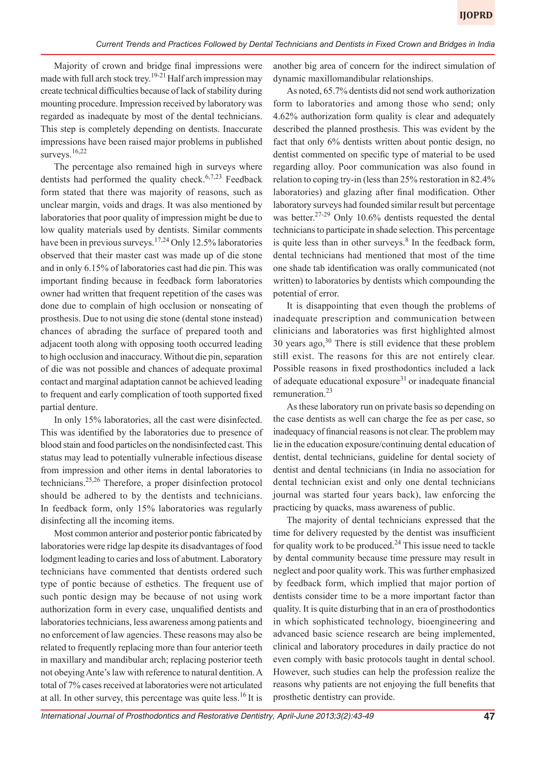Majority of crown and bridge final impressions were made with full arch stock trey.[19-21] Half arch impression may create technical difficulties because of lack of stability during mounting procedure. Impression received by laboratory was regarded as inadequate by most of the dental technicians. This step is completely depending on dentists. Inaccurate impressions have been raised major problems in published surveys.[16,22]

The percentage also remained high in surveys where dentists had performed the quality check.[6,7,23] Feedback form stated that there was majority of reasons, such as unclear margin, voids and drags. It was also mentioned by laboratories that poor quality of impression might be due to low quality materials used by dentists. Similar comments have been in previous surveys.[17,24] Only 12.5% laboratories observed that their master cast was made up of die stone and in only 6.15% of laboratories cast had die pin. This was important finding because in feedback form laboratories owner had written that frequent repetition of the cases was done due to complain of high occlusion or nonseating of prosthesis. Due to not using die stone (dental stone instead) chances of abrading the surface of prepared tooth and adjacent tooth along with opposing tooth occurred leading to high occlusion and inaccuracy. Without die pin, separation of die was not possible and chances of adequate proximal contact and marginal adaptation cannot be achieved leading to frequent and early complication of tooth supported fixed partial denture.

In only 15% laboratories, all the cast were disinfected. This was identified by the laboratories due to presence of blood stain and food particles on the nondisinfected cast. This status may lead to potentially vulnerable infectious disease from impression and other items in dental laboratories to technicians.[25,26] Therefore, a proper disinfection protocol should be adhered to by the dentists and technicians. In feedback form, only 15% laboratories was regularly disinfecting all the incoming items.

Most common anterior and posterior pontic fabricated by laboratories were ridge lap despite its disadvantages of food lodgment leading to caries and loss of abutment. Laboratory technicians have commented that dentists ordered such type of pontic because of esthetics. The frequent use of such pontic design may be because of not using work authorization form in every case, unqualified dentists and laboratories technicians, less awareness among patients and no enforcement of law agencies. These reasons may also be related to frequently replacing more than four anterior teeth in maxillary and mandibular arch; replacing posterior teeth not obeying Ante's law with reference to natural dentition. A total of 7% cases received at laboratories were not articulated at all. In other survey, this percentage was quite less.[16] It is another big area of concern for the indirect simulation of dynamic maxillomandibular relationships.

As noted, 65.7% dentists did not send work authorization form to laboratories and among those who send; only 4.62% authorization form quality is clear and adequately described the planned prosthesis. This was evident by the fact that only 6% dentists written about pontic design, no dentist commented on specific type of material to be used regarding alloy. Poor communication was also found in relation to coping try-in (less than 25% restoration in 82.4% laboratories) and glazing after final modification. Other laboratory surveys had founded similar result but percentage was better.[27-29] Only 10.6% dentists requested the dental technicians to participate in shade selection. This percentage is quite less than in other surveys.[8] In the feedback form, dental technicians had mentioned that most of the time one shade tab identification was orally communicated (not written) to laboratories by dentists which compounding the potential of error.

It is disappointing that even though the problems of inadequate prescription and communication between clinicians and laboratories was first highlighted almost 30 years ago,[30] There is still evidence that these problem still exist. The reasons for this are not entirely clear. Possible reasons in fixed prosthodontics included a lack of adequate educational exposure[31] or inadequate financial remuneration.[23]

As these laboratory run on private basis so depending on the case dentists as well can charge the fee as per case, so inadequacy of financial reasons is not clear. The problem may lie in the education exposure/continuing dental education of dentist, dental technicians, guideline for dental society of dentist and dental technicians (in India no association for dental technician exist and only one dental technicians journal was started four years back), law enforcing the practicing by quacks, mass awareness of public.

The majority of dental technicians expressed that the time for delivery requested by the dentist was insufficient for quality work to be produced.[24] This issue need to tackle by dental community because time pressure may result in neglect and poor quality work. This was further emphasized by feedback form, which implied that major portion of dentists consider time to be a more important factor than quality. It is quite disturbing that in an era of prosthodontics in which sophisticated technology, bioengineering and advanced basic science research are being implemented, clinical and laboratory procedures in daily practice do not even comply with basic protocols taught in dental school. However, such studies can help the profession realize the reasons why patients are not enjoying the full benefits that prosthetic dentistry can provide.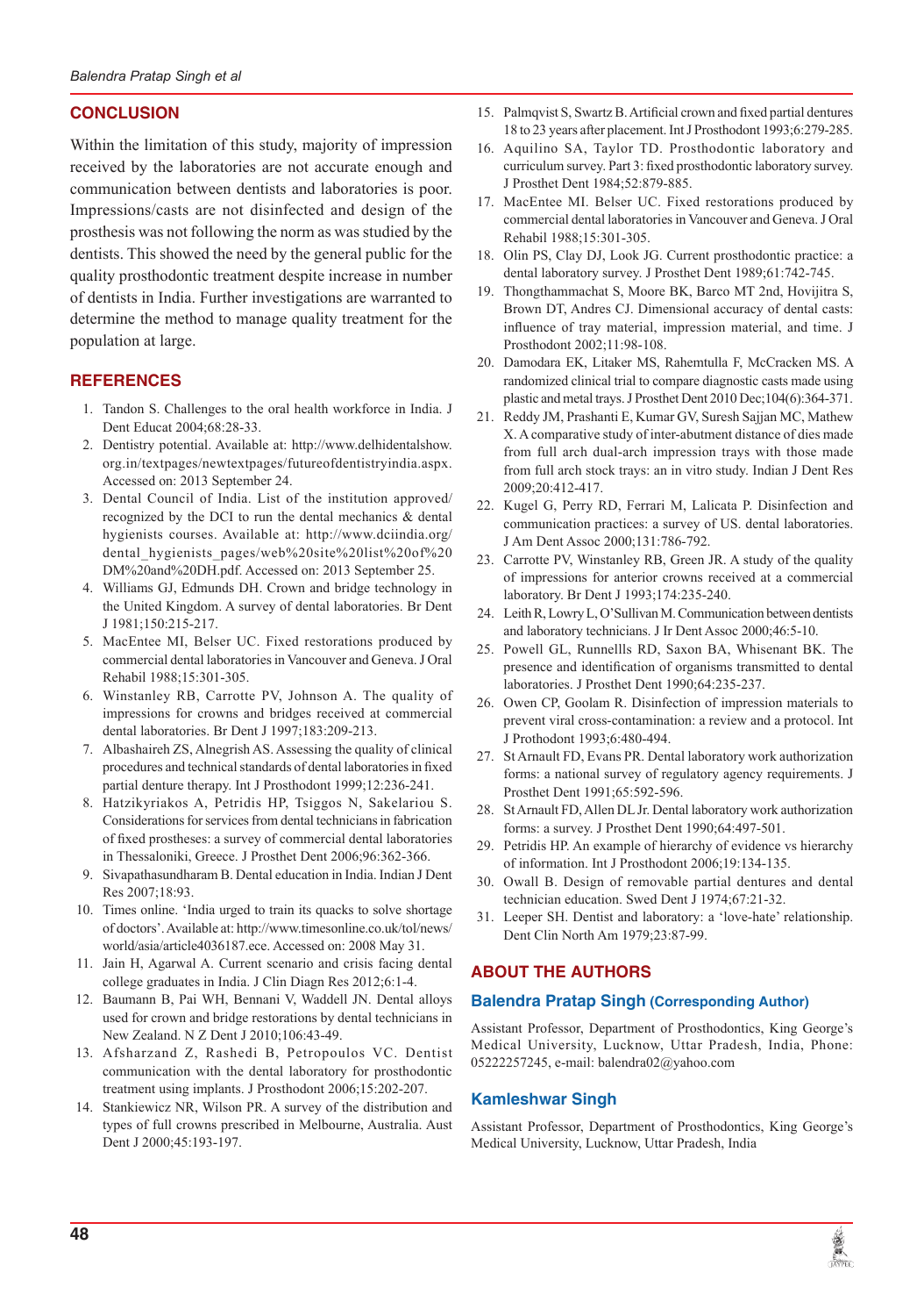## CONCLUSION

Within the limitation of this study, majority of impression received by the laboratories are not accurate enough and communication between dentists and laboratories is poor. Impressions/casts are not disinfected and design of the prosthesis was not following the norm as was studied by the dentists. This showed the need by the general public for the quality prosthodontic treatment despite increase in number of dentists in India. Further investigations are warranted to determine the method to manage quality treatment for the population at large.

## REFERENCES

1. Tandon S. Challenges to the oral health workforce in India. J Dent Educat 2004;68:28-33.
2. Dentistry potential. Available at: http://www.delhidentalshow.org.in/textpages/newtextpages/futureofdentistryindia.aspx. Accessed on: 2013 September 24.
3. Dental Council of India. List of the institution approved/recognized by the DCI to run the dental mechanics & dental hygienists courses. Available at: http://www.dciindia.org/dental_hygienists_pages/web%20site%20list%20of%20DM%20and%20DH.pdf. Accessed on: 2013 September 25.
4. Williams GJ, Edmunds DH. Crown and bridge technology in the United Kingdom. A survey of dental laboratories. Br Dent J 1981;150:215-217.
5. MacEntee MI, Belser UC. Fixed restorations produced by commercial dental laboratories in Vancouver and Geneva. J Oral Rehabil 1988;15:301-305.
6. Winstanley RB, Carrotte PV, Johnson A. The quality of impressions for crowns and bridges received at commercial dental laboratories. Br Dent J 1997;183:209-213.
7. Albashaireh ZS, Alnegrish AS. Assessing the quality of clinical procedures and technical standards of dental laboratories in fixed partial denture therapy. Int J Prosthodont 1999;12:236-241.
8. Hatzikyriakos A, Petridis HP, Tsiggos N, Sakelariou S. Considerations for services from dental technicians in fabrication of fixed prostheses: a survey of commercial dental laboratories in Thessaloniki, Greece. J Prosthet Dent 2006;96:362-366.
9. Sivapathasundharam B. Dental education in India. Indian J Dent Res 2007;18:93.
10. Times online. 'India urged to train its quacks to solve shortage of doctors'. Available at: http://www.timesonline.co.uk/tol/news/world/asia/article4036187.ece. Accessed on: 2008 May 31.
11. Jain H, Agarwal A. Current scenario and crisis facing dental college graduates in India. J Clin Diagn Res 2012;6:1-4.
12. Baumann B, Pai WH, Bennani V, Waddell JN. Dental alloys used for crown and bridge restorations by dental technicians in New Zealand. N Z Dent J 2010;106:43-49.
13. Afsharzand Z, Rashedi B, Petropoulos VC. Dentist communication with the dental laboratory for prosthodontic treatment using implants. J Prosthodont 2006;15:202-207.
14. Stankiewicz NR, Wilson PR. A survey of the distribution and types of full crowns prescribed in Melbourne, Australia. Aust Dent J 2000;45:193-197.
15. Palmqvist S, Swartz B. Artificial crown and fixed partial dentures 18 to 23 years after placement. Int J Prosthodont 1993;6:279-285.
16. Aquilino SA, Taylor TD. Prosthodontic laboratory and curriculum survey. Part 3: fixed prosthodontic laboratory survey. J Prosthet Dent 1984;52:879-885.
17. MacEntee MI. Belser UC. Fixed restorations produced by commercial dental laboratories in Vancouver and Geneva. J Oral Rehabil 1988;15:301-305.
18. Olin PS, Clay DJ, Look JG. Current prosthodontic practice: a dental laboratory survey. J Prosthet Dent 1989;61:742-745.
19. Thongthammachat S, Moore BK, Barco MT 2nd, Hovijitra S, Brown DT, Andres CJ. Dimensional accuracy of dental casts: influence of tray material, impression material, and time. J Prosthodont 2002;11:98-108.
20. Damodara EK, Litaker MS, Rahemtulla F, McCracken MS. A randomized clinical trial to compare diagnostic casts made using plastic and metal trays. J Prosthet Dent 2010 Dec;104(6):364-371.
21. Reddy JM, Prashanti E, Kumar GV, Suresh Sajjan MC, Mathew X. A comparative study of inter-abutment distance of dies made from full arch dual-arch impression trays with those made from full arch stock trays: an in vitro study. Indian J Dent Res 2009;20:412-417.
22. Kugel G, Perry RD, Ferrari M, Lalicata P. Disinfection and communication practices: a survey of US. dental laboratories. J Am Dent Assoc 2000;131:786-792.
23. Carrotte PV, Winstanley RB, Green JR. A study of the quality of impressions for anterior crowns received at a commercial laboratory. Br Dent J 1993;174:235-240.
24. Leith R, Lowry L, O'Sullivan M. Communication between dentists and laboratory technicians. J Ir Dent Assoc 2000;46:5-10.
25. Powell GL, Runnellls RD, Saxon BA, Whisenant BK. The presence and identification of organisms transmitted to dental laboratories. J Prosthet Dent 1990;64:235-237.
26. Owen CP, Goolam R. Disinfection of impression materials to prevent viral cross-contamination: a review and a protocol. Int J Prothodont 1993;6:480-494.
27. St Arnault FD, Evans PR. Dental laboratory work authorization forms: a national survey of regulatory agency requirements. J Prosthet Dent 1991;65:592-596.
28. St Arnault FD, Allen DL Jr. Dental laboratory work authorization forms: a survey. J Prosthet Dent 1990;64:497-501.
29. Petridis HP. An example of hierarchy of evidence vs hierarchy of information. Int J Prosthodont 2006;19:134-135.
30. Owall B. Design of removable partial dentures and dental technician education. Swed Dent J 1974;67:21-32.
31. Leeper SH. Dentist and laboratory: a 'love-hate' relationship. Dent Clin North Am 1979;23:87-99.

## ABOUT THE AUTHORS

### Balendra Pratap Singh (Corresponding Author)

Assistant Professor, Department of Prosthodontics, King George's Medical University, Lucknow, Uttar Pradesh, India, Phone: 05222257245, e-mail: balendra02@yahoo.com

### Kamleshwar Singh

Assistant Professor, Department of Prosthodontics, King George's Medical University, Lucknow, Uttar Pradesh, India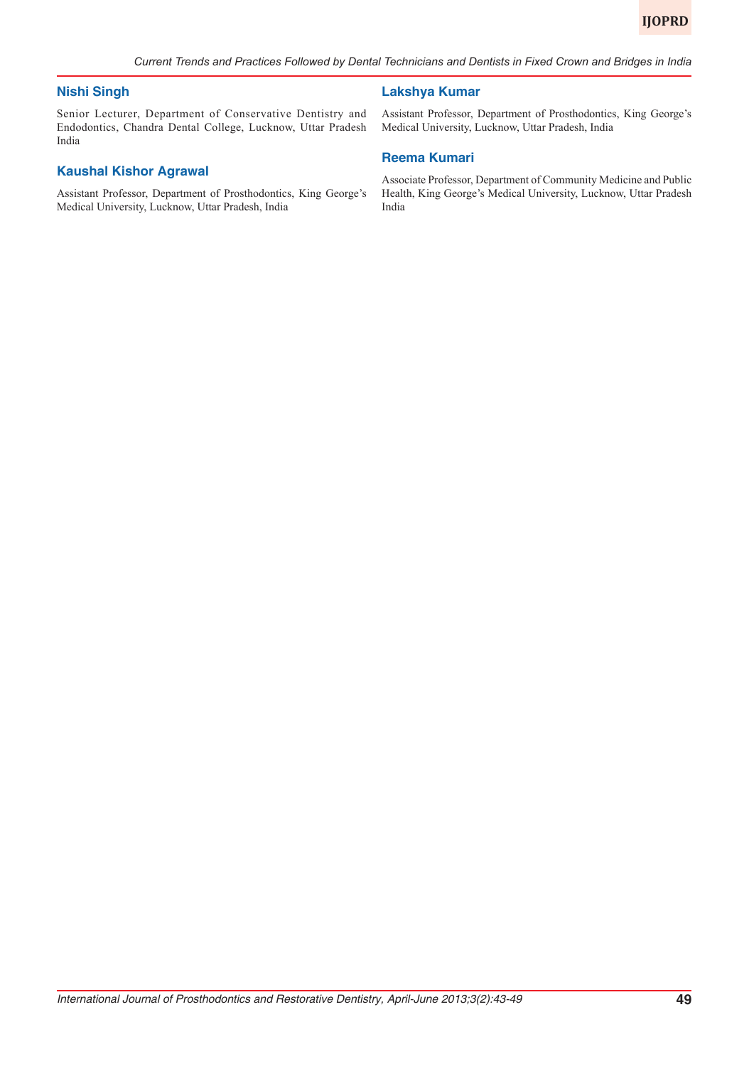**Nishi Singh**

Senior Lecturer, Department of Conservative Dentistry and Endodontics, Chandra Dental College, Lucknow, Uttar Pradesh India

**Kaushal Kishor Agrawal**

Assistant Professor, Department of Prosthodontics, King George's Medical University, Lucknow, Uttar Pradesh, India

**Lakshya Kumar**

Assistant Professor, Department of Prosthodontics, King George's Medical University, Lucknow, Uttar Pradesh, India

**Reema Kumari**

Associate Professor, Department of Community Medicine and Public Health, King George's Medical University, Lucknow, Uttar Pradesh India